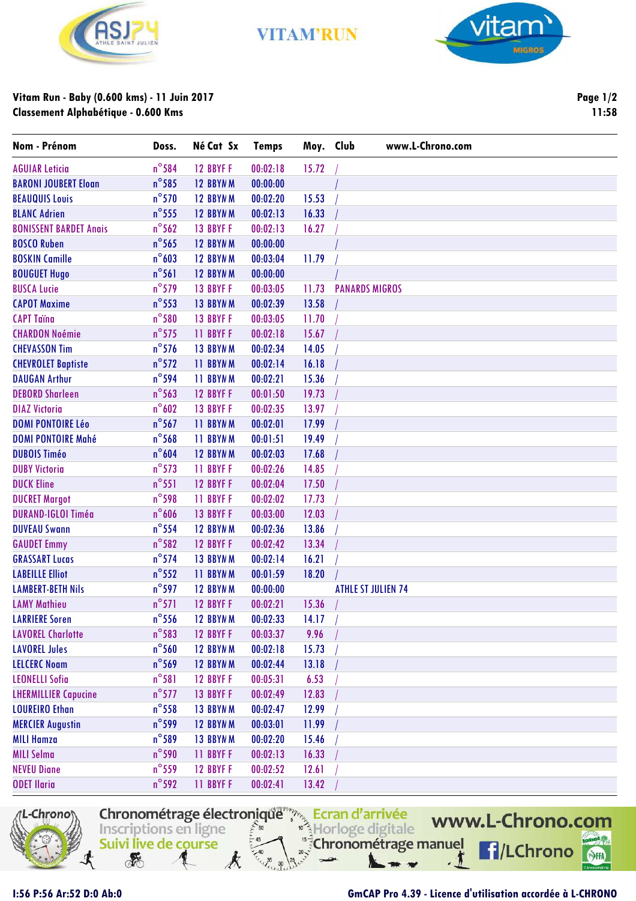VITAM'RUN

**Vitam Run - Baby (0.600 kms) - 11 Juin 2017**
**Classement Alphabétique - 0.600 Kms**

11:58

| Nom - Prénom | Doss. | Né | Cat | Sx | Temps | Moy. | Club | www.L-Chrono.com |
|---|---|---|---|---|---|---|---|---|
| AGUIAR Leticia | n°584 | 12 | BBYF | F | 00:02:18 | 15.72 | / | |
| BARONI JOUBERT Eloan | n°585 | 12 | BBYM | M | 00:00:00 | | / | |
| BEAUQUIS Louis | n°570 | 12 | BBYM | M | 00:02:20 | 15.53 | / | |
| BLANC Adrien | n°555 | 12 | BBYM | M | 00:02:13 | 16.33 | / | |
| BONISSENT BARDET Anais | n°562 | 13 | BBYF | F | 00:02:13 | 16.27 | / | |
| BOSCO Ruben | n°565 | 12 | BBYM | M | 00:00:00 | | / | |
| BOSKIN Camille | n°603 | 12 | BBYM | M | 00:03:04 | 11.79 | / | |
| BOUGUET Hugo | n°561 | 12 | BBYM | M | 00:00:00 | | / | |
| BUSCA Lucie | n°579 | 13 | BBYF | F | 00:03:05 | 11.73 | PANARDS MIGROS | |
| CAPOT Maxime | n°553 | 13 | BBYM | M | 00:02:39 | 13.58 | / | |
| CAPT Taïna | n°580 | 13 | BBYF | F | 00:03:05 | 11.70 | / | |
| CHARDON Noémie | n°575 | 11 | BBYF | F | 00:02:18 | 15.67 | / | |
| CHEVASSON Tim | n°576 | 13 | BBYM | M | 00:02:34 | 14.05 | / | |
| CHEVROLET Baptiste | n°572 | 11 | BBYM | M | 00:02:14 | 16.18 | / | |
| DAUGAN Arthur | n°594 | 11 | BBYM | M | 00:02:21 | 15.36 | / | |
| DEBORD Sharleen | n°563 | 12 | BBYF | F | 00:01:50 | 19.73 | / | |
| DIAZ Victoria | n°602 | 13 | BBYF | F | 00:02:35 | 13.97 | / | |
| DOMI PONTOIRE Léo | n°567 | 11 | BBYM | M | 00:02:01 | 17.99 | / | |
| DOMI PONTOIRE Mahé | n°568 | 11 | BBYM | M | 00:01:51 | 19.49 | / | |
| DUBOIS Timéo | n°604 | 12 | BBYM | M | 00:02:03 | 17.68 | / | |
| DUBY Victoria | n°573 | 11 | BBYF | F | 00:02:26 | 14.85 | / | |
| DUCK Eline | n°551 | 12 | BBYF | F | 00:02:04 | 17.50 | / | |
| DUCRET Margot | n°598 | 11 | BBYF | F | 00:02:02 | 17.73 | / | |
| DURAND-IGLOI Timéa | n°606 | 13 | BBYF | F | 00:03:00 | 12.03 | / | |
| DUVEAU Swann | n°554 | 12 | BBYM | M | 00:02:36 | 13.86 | / | |
| GAUDET Emmy | n°582 | 12 | BBYF | F | 00:02:42 | 13.34 | / | |
| GRASSART Lucas | n°574 | 13 | BBYM | M | 00:02:14 | 16.21 | / | |
| LABEILLE Elliot | n°552 | 11 | BBYM | M | 00:01:59 | 18.20 | / | |
| LAMBERT-BETH Nils | n°597 | 12 | BBYM | M | 00:00:00 | | ATHLE ST JULIEN 74 | |
| LAMY Mathieu | n°571 | 12 | BBYF | F | 00:02:21 | 15.36 | / | |
| LARRIERE Soren | n°556 | 12 | BBYM | M | 00:02:33 | 14.17 | / | |
| LAVOREL Charlotte | n°583 | 12 | BBYF | F | 00:03:37 | 9.96 | / | |
| LAVOREL Jules | n°560 | 12 | BBYM | M | 00:02:18 | 15.73 | / | |
| LELCERC Noam | n°569 | 12 | BBYM | M | 00:02:44 | 13.18 | / | |
| LEONELLI Sofia | n°581 | 12 | BBYF | F | 00:05:31 | 6.53 | / | |
| LHERMILLIER Capucine | n°577 | 13 | BBYF | F | 00:02:49 | 12.83 | / | |
| LOUREIRO Ethan | n°558 | 13 | BBYM | M | 00:02:47 | 12.99 | / | |
| MERCIER Augustin | n°599 | 12 | BBYM | M | 00:03:01 | 11.99 | / | |
| MILI Hamza | n°589 | 13 | BBYM | M | 00:02:20 | 15.46 | / | |
| MILI Selma | n°590 | 11 | BBYF | F | 00:02:13 | 16.33 | / | |
| NEVEU Diane | n°559 | 12 | BBYF | F | 00:02:52 | 12.61 | / | |
| ODET Ilaria | n°592 | 11 | BBYF | F | 00:02:41 | 13.42 | / | |

Chronométrage électronique – Inscriptions en ligne – Suivi live de course – Ecran d'arrivée – Horloge digitale – Chronométrage manuel – www.L-Chrono.com – /LChrono

I:56 P:56 Ar:52 D:0 Ab:0

GmCAP Pro 4.39 - Licence d'utilisation accordée à L-CHRONO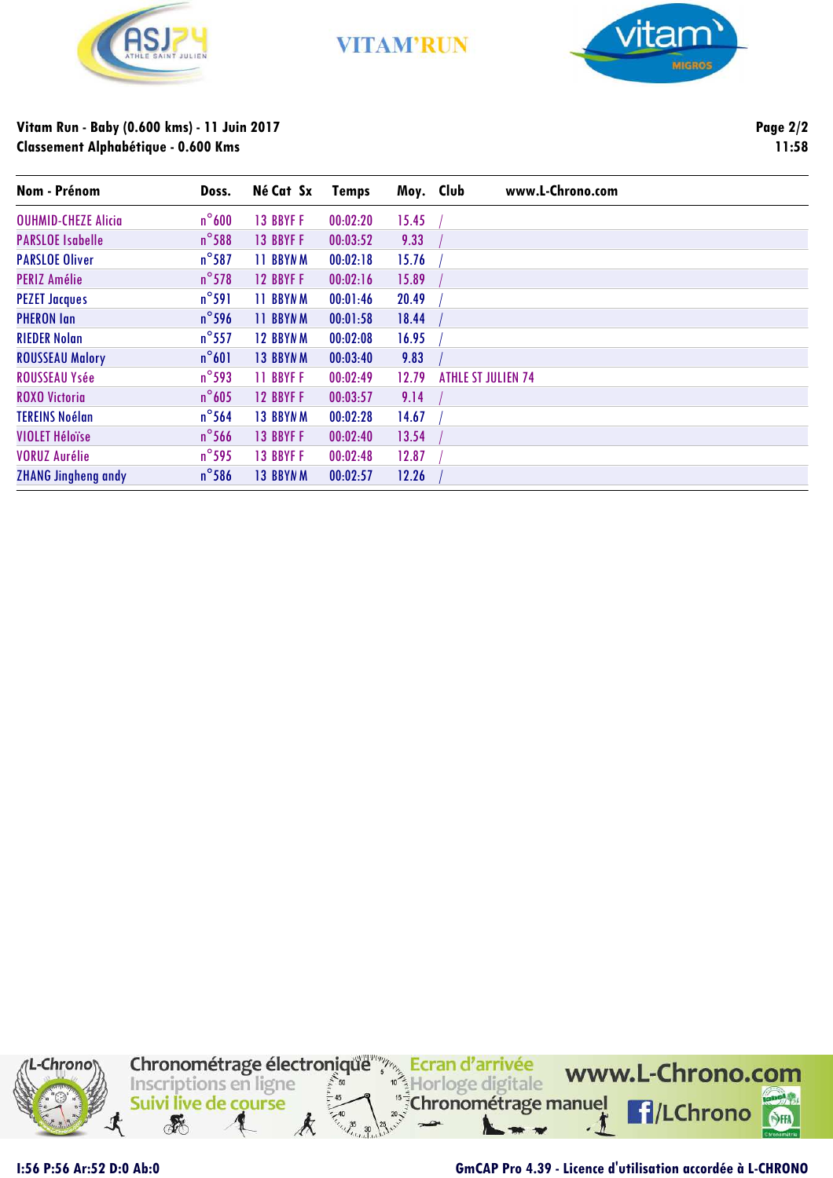**VITAM'RUN**

**Vitam Run - Baby (0.600 kms) - 11 Juin 2017**
**Classement Alphabétique - 0.600 Kms**

**11:58**

| Nom - Prénom | Doss. | Né | Cat | Sx | Temps | Moy. | Club | www.L-Chrono.com |
|---|---|---|---|---|---|---|---|---|
| OUHMID-CHEZE Alicia | n°600 | 13 | BBYF | F | 00:02:20 | 15.45 | / | |
| PARSLOE Isabelle | n°588 | 13 | BBYF | F | 00:03:52 | 9.33 | / | |
| PARSLOE Oliver | n°587 | 11 | BBYM | M | 00:02:18 | 15.76 | / | |
| PERIZ Amélie | n°578 | 12 | BBYF | F | 00:02:16 | 15.89 | / | |
| PEZET Jacques | n°591 | 11 | BBYM | M | 00:01:46 | 20.49 | / | |
| PHERON Ian | n°596 | 11 | BBYM | M | 00:01:58 | 18.44 | / | |
| RIEDER Nolan | n°557 | 12 | BBYM | M | 00:02:08 | 16.95 | / | |
| ROUSSEAU Malory | n°601 | 13 | BBYM | M | 00:03:40 | 9.83 | / | |
| ROUSSEAU Ysée | n°593 | 11 | BBYF | F | 00:02:49 | 12.79 | ATHLE ST JULIEN 74 | |
| ROXO Victoria | n°605 | 12 | BBYF | F | 00:03:57 | 9.14 | / | |
| TEREINS Noélan | n°564 | 13 | BBYM | M | 00:02:28 | 14.67 | / | |
| VIOLET Héloïse | n°566 | 13 | BBYF | F | 00:02:40 | 13.54 | / | |
| VORUZ Aurélie | n°595 | 13 | BBYF | F | 00:02:48 | 12.87 | / | |
| ZHANG Jingheng andy | n°586 | 13 | BBYM | M | 00:02:57 | 12.26 | / | |

Chronométrage électronique
Inscriptions en ligne
Suivi live de course
Ecran d'arrivée
Horloge digitale
Chronométrage manuel
www.L-Chrono.com
/LChrono

I:56 P:56 Ar:52 D:0 Ab:0

GmCAP Pro 4.39 - Licence d'utilisation accordée à L-CHRONO